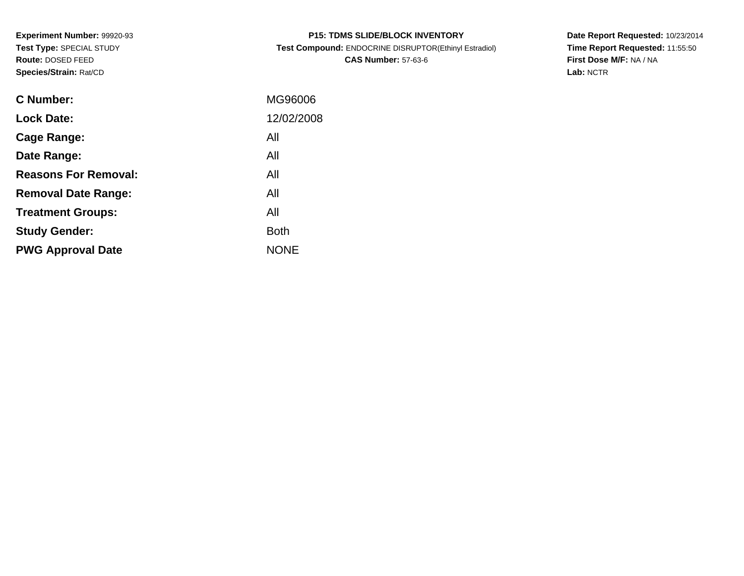**Experiment Number:** 99920-93
**Test Type:** SPECIAL STUDY
**Route:** DOSED FEED
**Species/Strain:** Rat/CD

**P15: TDMS SLIDE/BLOCK INVENTORY**
**Test Compound:** ENDOCRINE DISRUPTOR(Ethinyl Estradiol)
**CAS Number:** 57-63-6

**Date Report Requested:** 10/23/2014
**Time Report Requested:** 11:55:50
**First Dose M/F:** NA / NA
**Lab:** NCTR

| | |
|---|---|
| **C Number:** | MG96006 |
| **Lock Date:** | 12/02/2008 |
| **Cage Range:** | All |
| **Date Range:** | All |
| **Reasons For Removal:** | All |
| **Removal Date Range:** | All |
| **Treatment Groups:** | All |
| **Study Gender:** | Both |
| **PWG Approval Date** | NONE |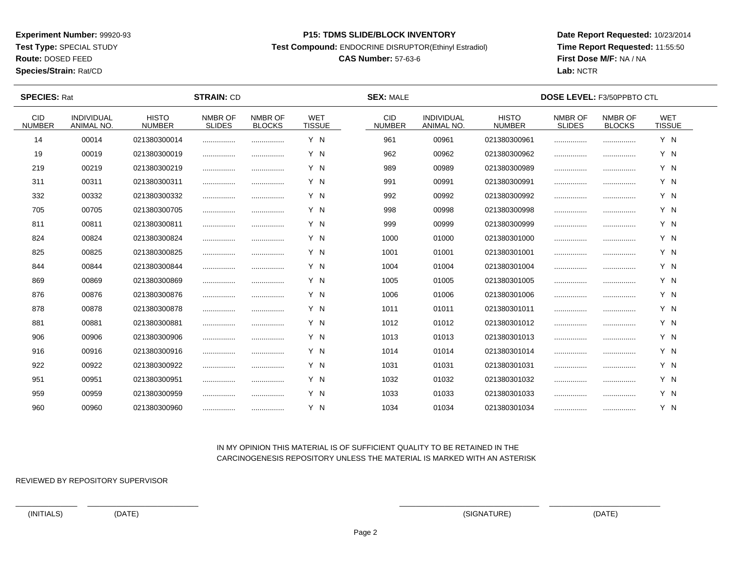**Experiment Number:** 99920-93
**Test Type:** SPECIAL STUDY
**Route:** DOSED FEED
**Species/Strain:** Rat/CD

**P15: TDMS SLIDE/BLOCK INVENTORY**
**Test Compound:** ENDOCRINE DISRUPTOR(Ethinyl Estradiol)
**CAS Number:** 57-63-6

**Date Report Requested:** 10/23/2014
**Time Report Requested:** 11:55:50
**First Dose M/F:** NA / NA
**Lab:** NCTR

**SPECIES:** Rat **STRAIN:** CD **SEX:** MALE **DOSE LEVEL:** F3/50PPBTO CTL

| CID NUMBER | INDIVIDUAL ANIMAL NO. | HISTO NUMBER | NMBR OF SLIDES | NMBR OF BLOCKS | WET TISSUE | CID NUMBER | INDIVIDUAL ANIMAL NO. | HISTO NUMBER | NMBR OF SLIDES | NMBR OF BLOCKS | WET TISSUE |
|---|---|---|---|---|---|---|---|---|---|---|---|
| 14 | 00014 | 021380300014 | ................ | ................ | Y N | 961 | 00961 | 021380300961 | ................ | ................ | Y N |
| 19 | 00019 | 021380300019 | ................ | ................ | Y N | 962 | 00962 | 021380300962 | ................ | ................ | Y N |
| 219 | 00219 | 021380300219 | ................ | ................ | Y N | 989 | 00989 | 021380300989 | ................ | ................ | Y N |
| 311 | 00311 | 021380300311 | ................ | ................ | Y N | 991 | 00991 | 021380300991 | ................ | ................ | Y N |
| 332 | 00332 | 021380300332 | ................ | ................ | Y N | 992 | 00992 | 021380300992 | ................ | ................ | Y N |
| 705 | 00705 | 021380300705 | ................ | ................ | Y N | 998 | 00998 | 021380300998 | ................ | ................ | Y N |
| 811 | 00811 | 021380300811 | ................ | ................ | Y N | 999 | 00999 | 021380300999 | ................ | ................ | Y N |
| 824 | 00824 | 021380300824 | ................ | ................ | Y N | 1000 | 01000 | 021380301000 | ................ | ................ | Y N |
| 825 | 00825 | 021380300825 | ................ | ................ | Y N | 1001 | 01001 | 021380301001 | ................ | ................ | Y N |
| 844 | 00844 | 021380300844 | ................ | ................ | Y N | 1004 | 01004 | 021380301004 | ................ | ................ | Y N |
| 869 | 00869 | 021380300869 | ................ | ................ | Y N | 1005 | 01005 | 021380301005 | ................ | ................ | Y N |
| 876 | 00876 | 021380300876 | ................ | ................ | Y N | 1006 | 01006 | 021380301006 | ................ | ................ | Y N |
| 878 | 00878 | 021380300878 | ................ | ................ | Y N | 1011 | 01011 | 021380301011 | ................ | ................ | Y N |
| 881 | 00881 | 021380300881 | ................ | ................ | Y N | 1012 | 01012 | 021380301012 | ................ | ................ | Y N |
| 906 | 00906 | 021380300906 | ................ | ................ | Y N | 1013 | 01013 | 021380301013 | ................ | ................ | Y N |
| 916 | 00916 | 021380300916 | ................ | ................ | Y N | 1014 | 01014 | 021380301014 | ................ | ................ | Y N |
| 922 | 00922 | 021380300922 | ................ | ................ | Y N | 1031 | 01031 | 021380301031 | ................ | ................ | Y N |
| 951 | 00951 | 021380300951 | ................ | ................ | Y N | 1032 | 01032 | 021380301032 | ................ | ................ | Y N |
| 959 | 00959 | 021380300959 | ................ | ................ | Y N | 1033 | 01033 | 021380301033 | ................ | ................ | Y N |
| 960 | 00960 | 021380300960 | ................ | ................ | Y N | 1034 | 01034 | 021380301034 | ................ | ................ | Y N |

IN MY OPINION THIS MATERIAL IS OF SUFFICIENT QUALITY TO BE RETAINED IN THE CARCINOGENESIS REPOSITORY UNLESS THE MATERIAL IS MARKED WITH AN ASTERISK

REVIEWED BY REPOSITORY SUPERVISOR

(INITIALS) (DATE) (SIGNATURE) (DATE)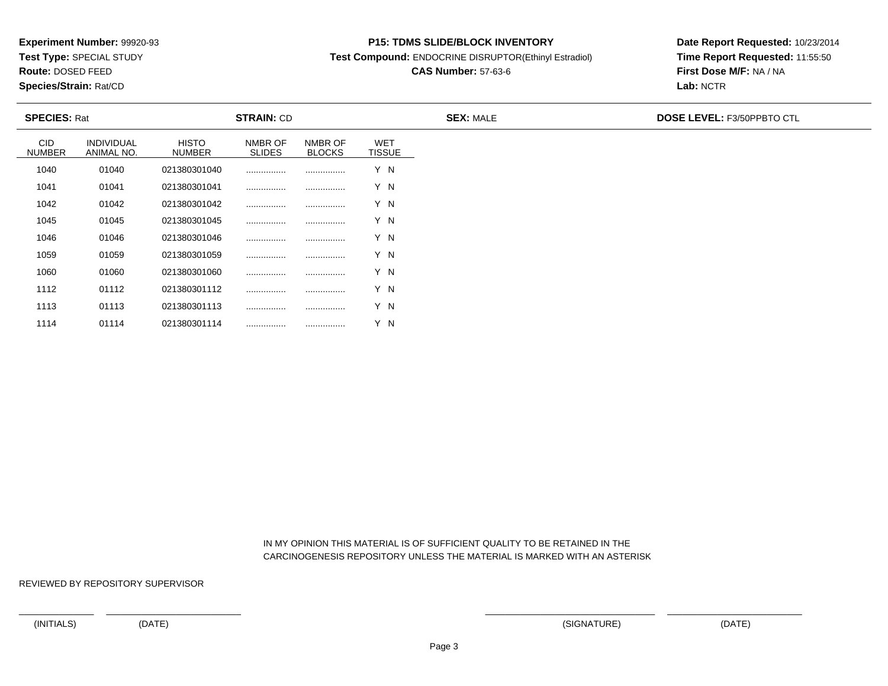**Experiment Number:** 99920-93
**Test Type:** SPECIAL STUDY
**Route:** DOSED FEED
**Species/Strain:** Rat/CD

**P15: TDMS SLIDE/BLOCK INVENTORY**
**Test Compound:** ENDOCRINE DISRUPTOR(Ethinyl Estradiol)
**CAS Number:** 57-63-6

**Date Report Requested:** 10/23/2014
**Time Report Requested:** 11:55:50
**First Dose M/F:** NA / NA
**Lab:** NCTR

**SPECIES:** Rat | **STRAIN:** CD | **SEX:** MALE | **DOSE LEVEL:** F3/50PPBTO CTL

| CID NUMBER | INDIVIDUAL ANIMAL NO. | HISTO NUMBER | NMBR OF SLIDES | NMBR OF BLOCKS | WET TISSUE |
|---|---|---|---|---|---|
| 1040 | 01040 | 021380301040 | ................ | ................ | Y N |
| 1041 | 01041 | 021380301041 | ................ | ................ | Y N |
| 1042 | 01042 | 021380301042 | ................ | ................ | Y N |
| 1045 | 01045 | 021380301045 | ................ | ................ | Y N |
| 1046 | 01046 | 021380301046 | ................ | ................ | Y N |
| 1059 | 01059 | 021380301059 | ................ | ................ | Y N |
| 1060 | 01060 | 021380301060 | ................ | ................ | Y N |
| 1112 | 01112 | 021380301112 | ................ | ................ | Y N |
| 1113 | 01113 | 021380301113 | ................ | ................ | Y N |
| 1114 | 01114 | 021380301114 | ................ | ................ | Y N |

IN MY OPINION THIS MATERIAL IS OF SUFFICIENT QUALITY TO BE RETAINED IN THE CARCINOGENESIS REPOSITORY UNLESS THE MATERIAL IS MARKED WITH AN ASTERISK

REVIEWED BY REPOSITORY SUPERVISOR

(INITIALS) (DATE) (SIGNATURE) (DATE)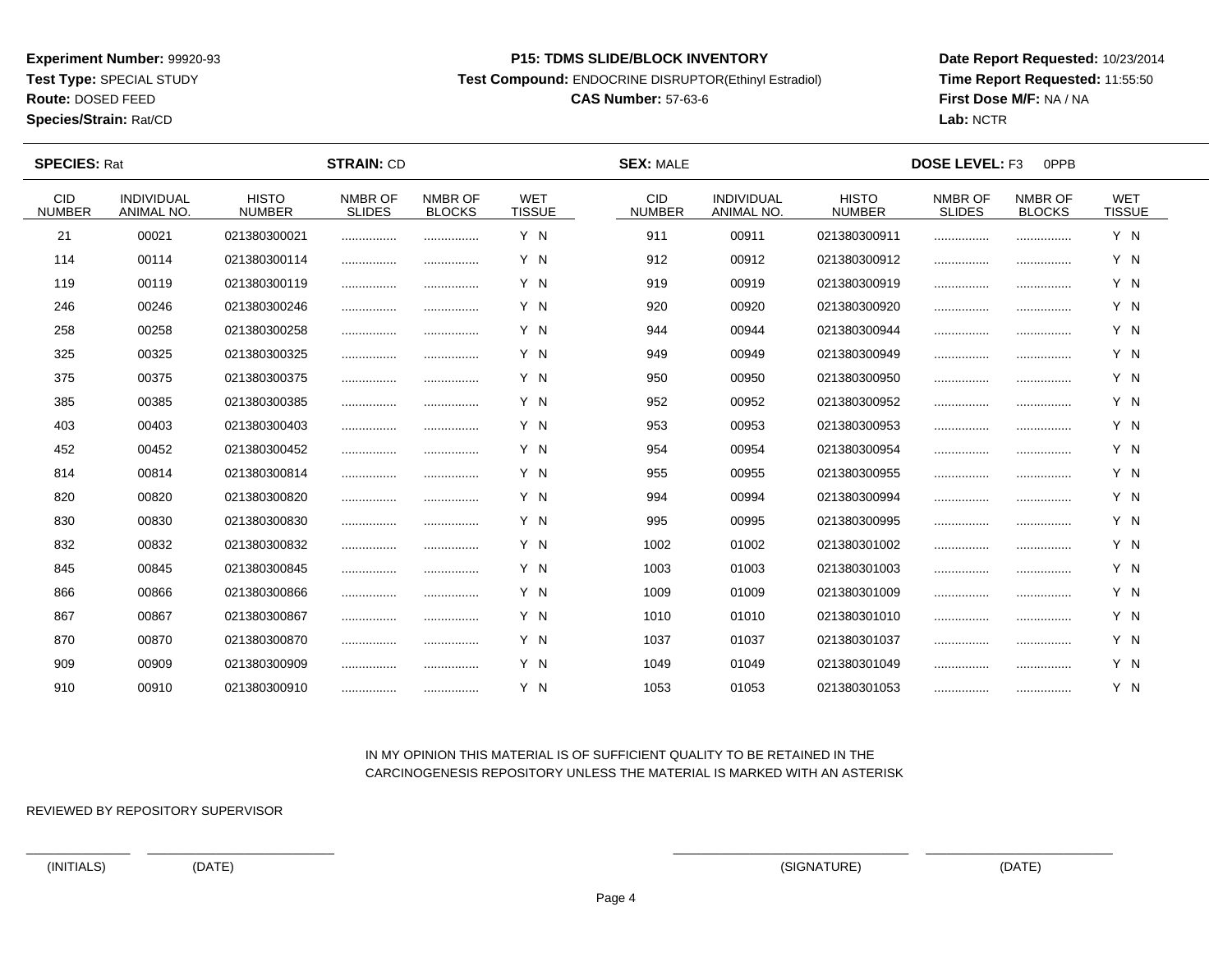**Experiment Number:** 99920-93
**Test Type:** SPECIAL STUDY
**Route:** DOSED FEED
**Species/Strain:** Rat/CD

**P15: TDMS SLIDE/BLOCK INVENTORY**
**Test Compound:** ENDOCRINE DISRUPTOR(Ethinyl Estradiol)
**CAS Number:** 57-63-6

**Date Report Requested:** 10/23/2014
**Time Report Requested:** 11:55:50
**First Dose M/F:** NA / NA
**Lab:** NCTR

**SPECIES:** Rat **STRAIN:** CD **SEX:** MALE **DOSE LEVEL:** F3 0PPB

| CID NUMBER | INDIVIDUAL ANIMAL NO. | HISTO NUMBER | NMBR OF SLIDES | NMBR OF BLOCKS | WET TISSUE | CID NUMBER | INDIVIDUAL ANIMAL NO. | HISTO NUMBER | NMBR OF SLIDES | NMBR OF BLOCKS | WET TISSUE |
|---|---|---|---|---|---|---|---|---|---|---|---|
| 21 | 00021 | 021380300021 | ................ | ................ | Y N | 911 | 00911 | 021380300911 | ................ | ................ | Y N |
| 114 | 00114 | 021380300114 | ................ | ................ | Y N | 912 | 00912 | 021380300912 | ................ | ................ | Y N |
| 119 | 00119 | 021380300119 | ................ | ................ | Y N | 919 | 00919 | 021380300919 | ................ | ................ | Y N |
| 246 | 00246 | 021380300246 | ................ | ................ | Y N | 920 | 00920 | 021380300920 | ................ | ................ | Y N |
| 258 | 00258 | 021380300258 | ................ | ................ | Y N | 944 | 00944 | 021380300944 | ................ | ................ | Y N |
| 325 | 00325 | 021380300325 | ................ | ................ | Y N | 949 | 00949 | 021380300949 | ................ | ................ | Y N |
| 375 | 00375 | 021380300375 | ................ | ................ | Y N | 950 | 00950 | 021380300950 | ................ | ................ | Y N |
| 385 | 00385 | 021380300385 | ................ | ................ | Y N | 952 | 00952 | 021380300952 | ................ | ................ | Y N |
| 403 | 00403 | 021380300403 | ................ | ................ | Y N | 953 | 00953 | 021380300953 | ................ | ................ | Y N |
| 452 | 00452 | 021380300452 | ................ | ................ | Y N | 954 | 00954 | 021380300954 | ................ | ................ | Y N |
| 814 | 00814 | 021380300814 | ................ | ................ | Y N | 955 | 00955 | 021380300955 | ................ | ................ | Y N |
| 820 | 00820 | 021380300820 | ................ | ................ | Y N | 994 | 00994 | 021380300994 | ................ | ................ | Y N |
| 830 | 00830 | 021380300830 | ................ | ................ | Y N | 995 | 00995 | 021380300995 | ................ | ................ | Y N |
| 832 | 00832 | 021380300832 | ................ | ................ | Y N | 1002 | 01002 | 021380301002 | ................ | ................ | Y N |
| 845 | 00845 | 021380300845 | ................ | ................ | Y N | 1003 | 01003 | 021380301003 | ................ | ................ | Y N |
| 866 | 00866 | 021380300866 | ................ | ................ | Y N | 1009 | 01009 | 021380301009 | ................ | ................ | Y N |
| 867 | 00867 | 021380300867 | ................ | ................ | Y N | 1010 | 01010 | 021380301010 | ................ | ................ | Y N |
| 870 | 00870 | 021380300870 | ................ | ................ | Y N | 1037 | 01037 | 021380301037 | ................ | ................ | Y N |
| 909 | 00909 | 021380300909 | ................ | ................ | Y N | 1049 | 01049 | 021380301049 | ................ | ................ | Y N |
| 910 | 00910 | 021380300910 | ................ | ................ | Y N | 1053 | 01053 | 021380301053 | ................ | ................ | Y N |

IN MY OPINION THIS MATERIAL IS OF SUFFICIENT QUALITY TO BE RETAINED IN THE CARCINOGENESIS REPOSITORY UNLESS THE MATERIAL IS MARKED WITH AN ASTERISK

REVIEWED BY REPOSITORY SUPERVISOR

(INITIALS) (DATE) (SIGNATURE) (DATE)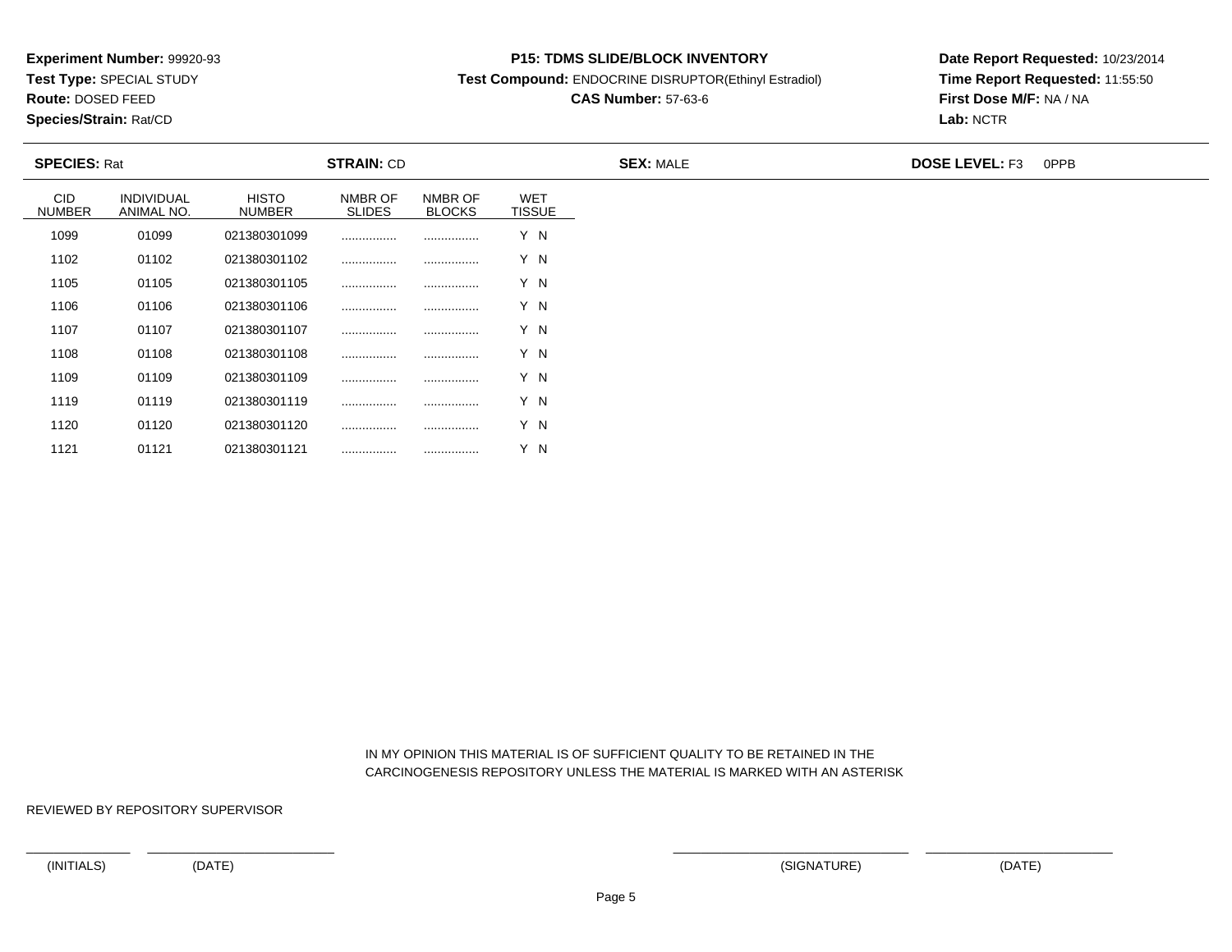**Experiment Number:** 99920-93
**Test Type:** SPECIAL STUDY
**Route:** DOSED FEED
**Species/Strain:** Rat/CD

**P15: TDMS SLIDE/BLOCK INVENTORY**
**Test Compound:** ENDOCRINE DISRUPTOR(Ethinyl Estradiol)
**CAS Number:** 57-63-6

**Date Report Requested:** 10/23/2014
**Time Report Requested:** 11:55:50
**First Dose M/F:** NA / NA
**Lab:** NCTR

**SPECIES:** Rat **STRAIN:** CD **SEX:** MALE **DOSE LEVEL:** F3 0PPB

| CID NUMBER | INDIVIDUAL ANIMAL NO. | HISTO NUMBER | NMBR OF SLIDES | NMBR OF BLOCKS | WET TISSUE |
|---|---|---|---|---|---|
| 1099 | 01099 | 021380301099 | ................ | ................ | Y N |
| 1102 | 01102 | 021380301102 | ................ | ................ | Y N |
| 1105 | 01105 | 021380301105 | ................ | ................ | Y N |
| 1106 | 01106 | 021380301106 | ................ | ................ | Y N |
| 1107 | 01107 | 021380301107 | ................ | ................ | Y N |
| 1108 | 01108 | 021380301108 | ................ | ................ | Y N |
| 1109 | 01109 | 021380301109 | ................ | ................ | Y N |
| 1119 | 01119 | 021380301119 | ................ | ................ | Y N |
| 1120 | 01120 | 021380301120 | ................ | ................ | Y N |
| 1121 | 01121 | 021380301121 | ................ | ................ | Y N |

IN MY OPINION THIS MATERIAL IS OF SUFFICIENT QUALITY TO BE RETAINED IN THE CARCINOGENESIS REPOSITORY UNLESS THE MATERIAL IS MARKED WITH AN ASTERISK

REVIEWED BY REPOSITORY SUPERVISOR

(INITIALS) (DATE) (SIGNATURE) (DATE)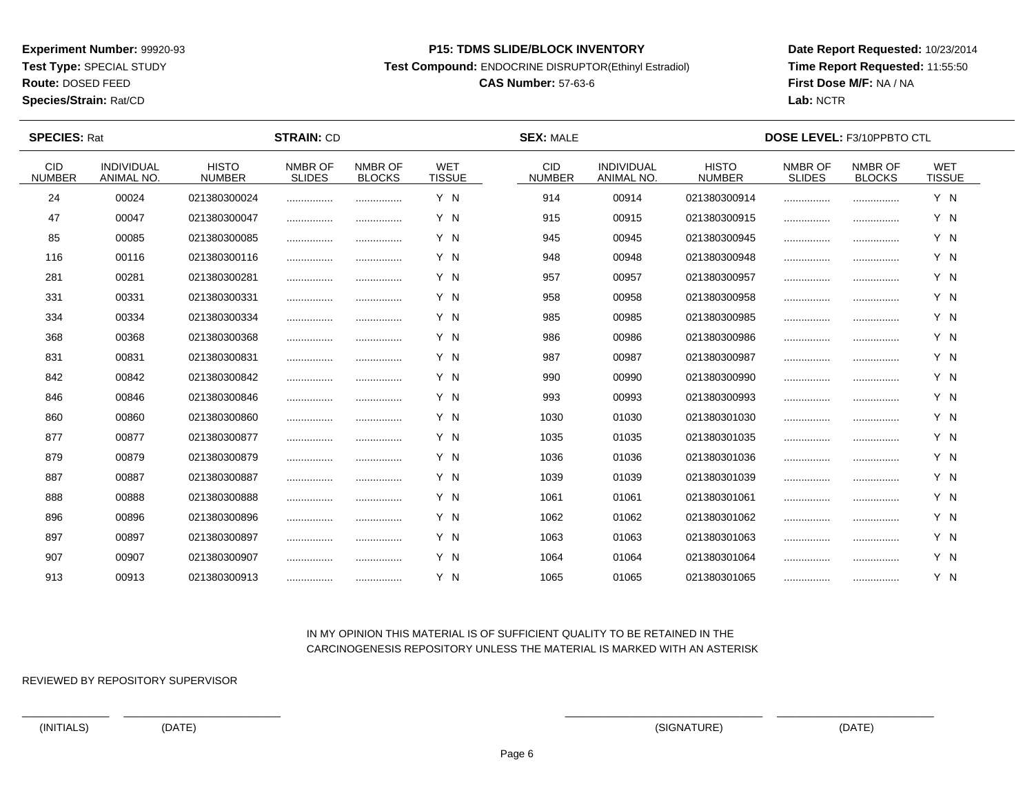**Experiment Number:** 99920-93
**Test Type:** SPECIAL STUDY
**Route:** DOSED FEED
**Species/Strain:** Rat/CD

**P15: TDMS SLIDE/BLOCK INVENTORY**
**Test Compound:** ENDOCRINE DISRUPTOR(Ethinyl Estradiol)
**CAS Number:** 57-63-6

**Date Report Requested:** 10/23/2014
**Time Report Requested:** 11:55:50
**First Dose M/F:** NA / NA
**Lab:** NCTR

**SPECIES:** Rat **STRAIN:** CD **SEX:** MALE **DOSE LEVEL:** F3/10PPBTO CTL

| CID NUMBER | INDIVIDUAL ANIMAL NO. | HISTO NUMBER | NMBR OF SLIDES | NMBR OF BLOCKS | WET TISSUE |
|---|---|---|---|---|---|
| 24 | 00024 | 021380300024 | ................ | ................ | Y N |
| 47 | 00047 | 021380300047 | ................ | ................ | Y N |
| 85 | 00085 | 021380300085 | ................ | ................ | Y N |
| 116 | 00116 | 021380300116 | ................ | ................ | Y N |
| 281 | 00281 | 021380300281 | ................ | ................ | Y N |
| 331 | 00331 | 021380300331 | ................ | ................ | Y N |
| 334 | 00334 | 021380300334 | ................ | ................ | Y N |
| 368 | 00368 | 021380300368 | ................ | ................ | Y N |
| 831 | 00831 | 021380300831 | ................ | ................ | Y N |
| 842 | 00842 | 021380300842 | ................ | ................ | Y N |
| 846 | 00846 | 021380300846 | ................ | ................ | Y N |
| 860 | 00860 | 021380300860 | ................ | ................ | Y N |
| 877 | 00877 | 021380300877 | ................ | ................ | Y N |
| 879 | 00879 | 021380300879 | ................ | ................ | Y N |
| 887 | 00887 | 021380300887 | ................ | ................ | Y N |
| 888 | 00888 | 021380300888 | ................ | ................ | Y N |
| 896 | 00896 | 021380300896 | ................ | ................ | Y N |
| 897 | 00897 | 021380300897 | ................ | ................ | Y N |
| 907 | 00907 | 021380300907 | ................ | ................ | Y N |
| 913 | 00913 | 021380300913 | ................ | ................ | Y N |
| 914 | 00914 | 021380300914 | ................ | ................ | Y N |
| 915 | 00915 | 021380300915 | ................ | ................ | Y N |
| 945 | 00945 | 021380300945 | ................ | ................ | Y N |
| 948 | 00948 | 021380300948 | ................ | ................ | Y N |
| 957 | 00957 | 021380300957 | ................ | ................ | Y N |
| 958 | 00958 | 021380300958 | ................ | ................ | Y N |
| 985 | 00985 | 021380300985 | ................ | ................ | Y N |
| 986 | 00986 | 021380300986 | ................ | ................ | Y N |
| 987 | 00987 | 021380300987 | ................ | ................ | Y N |
| 990 | 00990 | 021380300990 | ................ | ................ | Y N |
| 993 | 00993 | 021380300993 | ................ | ................ | Y N |
| 1030 | 01030 | 021380301030 | ................ | ................ | Y N |
| 1035 | 01035 | 021380301035 | ................ | ................ | Y N |
| 1036 | 01036 | 021380301036 | ................ | ................ | Y N |
| 1039 | 01039 | 021380301039 | ................ | ................ | Y N |
| 1061 | 01061 | 021380301061 | ................ | ................ | Y N |
| 1062 | 01062 | 021380301062 | ................ | ................ | Y N |
| 1063 | 01063 | 021380301063 | ................ | ................ | Y N |
| 1064 | 01064 | 021380301064 | ................ | ................ | Y N |
| 1065 | 01065 | 021380301065 | ................ | ................ | Y N |

IN MY OPINION THIS MATERIAL IS OF SUFFICIENT QUALITY TO BE RETAINED IN THE CARCINOGENESIS REPOSITORY UNLESS THE MATERIAL IS MARKED WITH AN ASTERISK

REVIEWED BY REPOSITORY SUPERVISOR

(INITIALS) (DATE) (SIGNATURE) (DATE)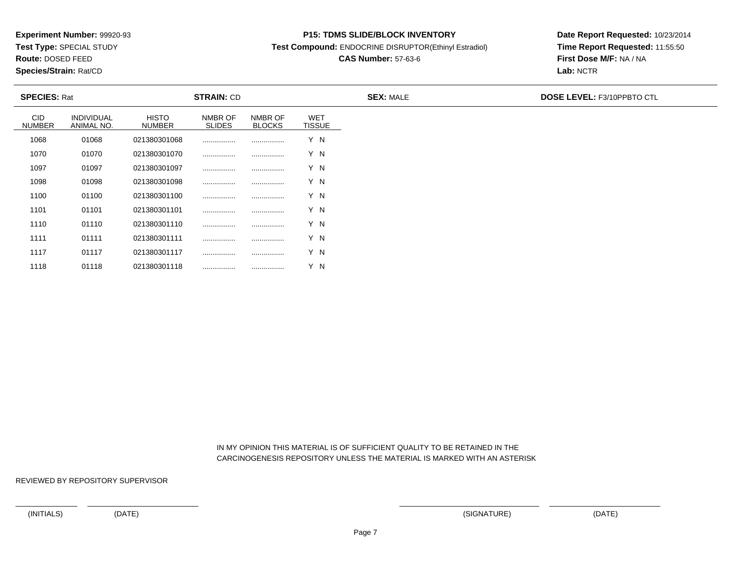**Experiment Number:** 99920-93
**Test Type:** SPECIAL STUDY
**Route:** DOSED FEED
**Species/Strain:** Rat/CD

**P15: TDMS SLIDE/BLOCK INVENTORY**
**Test Compound:** ENDOCRINE DISRUPTOR(Ethinyl Estradiol)
**CAS Number:** 57-63-6

**Date Report Requested:** 10/23/2014
**Time Report Requested:** 11:55:50
**First Dose M/F:** NA / NA
**Lab:** NCTR

**SPECIES:** Rat **STRAIN:** CD **SEX:** MALE **DOSE LEVEL:** F3/10PPBTO CTL

| CID NUMBER | INDIVIDUAL ANIMAL NO. | HISTO NUMBER | NMBR OF SLIDES | NMBR OF BLOCKS | WET TISSUE |
|---|---|---|---|---|---|
| 1068 | 01068 | 021380301068 | ................ | ................ | Y N |
| 1070 | 01070 | 021380301070 | ................ | ................ | Y N |
| 1097 | 01097 | 021380301097 | ................ | ................ | Y N |
| 1098 | 01098 | 021380301098 | ................ | ................ | Y N |
| 1100 | 01100 | 021380301100 | ................ | ................ | Y N |
| 1101 | 01101 | 021380301101 | ................ | ................ | Y N |
| 1110 | 01110 | 021380301110 | ................ | ................ | Y N |
| 1111 | 01111 | 021380301111 | ................ | ................ | Y N |
| 1117 | 01117 | 021380301117 | ................ | ................ | Y N |
| 1118 | 01118 | 021380301118 | ................ | ................ | Y N |

IN MY OPINION THIS MATERIAL IS OF SUFFICIENT QUALITY TO BE RETAINED IN THE CARCINOGENESIS REPOSITORY UNLESS THE MATERIAL IS MARKED WITH AN ASTERISK

REVIEWED BY REPOSITORY SUPERVISOR

(INITIALS) (DATE) (SIGNATURE) (DATE)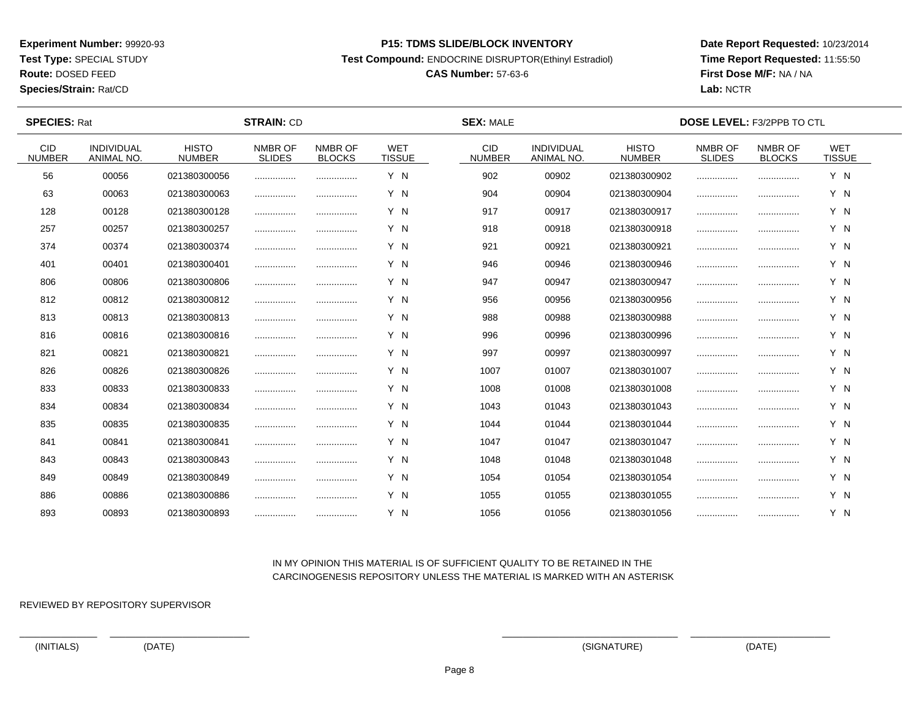**Experiment Number:** 99920-93
**Test Type:** SPECIAL STUDY
**Route:** DOSED FEED
**Species/Strain:** Rat/CD

**P15: TDMS SLIDE/BLOCK INVENTORY**
**Test Compound:** ENDOCRINE DISRUPTOR(Ethinyl Estradiol)
**CAS Number:** 57-63-6

**Date Report Requested:** 10/23/2014
**Time Report Requested:** 11:55:50
**First Dose M/F:** NA / NA
**Lab:** NCTR

**SPECIES:** Rat **STRAIN:** CD **SEX:** MALE **DOSE LEVEL:** F3/2PPB TO CTL

| CID NUMBER | INDIVIDUAL ANIMAL NO. | HISTO NUMBER | NMBR OF SLIDES | NMBR OF BLOCKS | WET TISSUE | CID NUMBER | INDIVIDUAL ANIMAL NO. | HISTO NUMBER | NMBR OF SLIDES | NMBR OF BLOCKS | WET TISSUE |
|---|---|---|---|---|---|---|---|---|---|---|---|
| 56 | 00056 | 021380300056 | ................ | ................ | Y N | 902 | 00902 | 021380300902 | ................ | ................ | Y N |
| 63 | 00063 | 021380300063 | ................ | ................ | Y N | 904 | 00904 | 021380300904 | ................ | ................ | Y N |
| 128 | 00128 | 021380300128 | ................ | ................ | Y N | 917 | 00917 | 021380300917 | ................ | ................ | Y N |
| 257 | 00257 | 021380300257 | ................ | ................ | Y N | 918 | 00918 | 021380300918 | ................ | ................ | Y N |
| 374 | 00374 | 021380300374 | ................ | ................ | Y N | 921 | 00921 | 021380300921 | ................ | ................ | Y N |
| 401 | 00401 | 021380300401 | ................ | ................ | Y N | 946 | 00946 | 021380300946 | ................ | ................ | Y N |
| 806 | 00806 | 021380300806 | ................ | ................ | Y N | 947 | 00947 | 021380300947 | ................ | ................ | Y N |
| 812 | 00812 | 021380300812 | ................ | ................ | Y N | 956 | 00956 | 021380300956 | ................ | ................ | Y N |
| 813 | 00813 | 021380300813 | ................ | ................ | Y N | 988 | 00988 | 021380300988 | ................ | ................ | Y N |
| 816 | 00816 | 021380300816 | ................ | ................ | Y N | 996 | 00996 | 021380300996 | ................ | ................ | Y N |
| 821 | 00821 | 021380300821 | ................ | ................ | Y N | 997 | 00997 | 021380300997 | ................ | ................ | Y N |
| 826 | 00826 | 021380300826 | ................ | ................ | Y N | 1007 | 01007 | 021380301007 | ................ | ................ | Y N |
| 833 | 00833 | 021380300833 | ................ | ................ | Y N | 1008 | 01008 | 021380301008 | ................ | ................ | Y N |
| 834 | 00834 | 021380300834 | ................ | ................ | Y N | 1043 | 01043 | 021380301043 | ................ | ................ | Y N |
| 835 | 00835 | 021380300835 | ................ | ................ | Y N | 1044 | 01044 | 021380301044 | ................ | ................ | Y N |
| 841 | 00841 | 021380300841 | ................ | ................ | Y N | 1047 | 01047 | 021380301047 | ................ | ................ | Y N |
| 843 | 00843 | 021380300843 | ................ | ................ | Y N | 1048 | 01048 | 021380301048 | ................ | ................ | Y N |
| 849 | 00849 | 021380300849 | ................ | ................ | Y N | 1054 | 01054 | 021380301054 | ................ | ................ | Y N |
| 886 | 00886 | 021380300886 | ................ | ................ | Y N | 1055 | 01055 | 021380301055 | ................ | ................ | Y N |
| 893 | 00893 | 021380300893 | ................ | ................ | Y N | 1056 | 01056 | 021380301056 | ................ | ................ | Y N |

IN MY OPINION THIS MATERIAL IS OF SUFFICIENT QUALITY TO BE RETAINED IN THE CARCINOGENESIS REPOSITORY UNLESS THE MATERIAL IS MARKED WITH AN ASTERISK

REVIEWED BY REPOSITORY SUPERVISOR

(INITIALS) (DATE) (SIGNATURE) (DATE)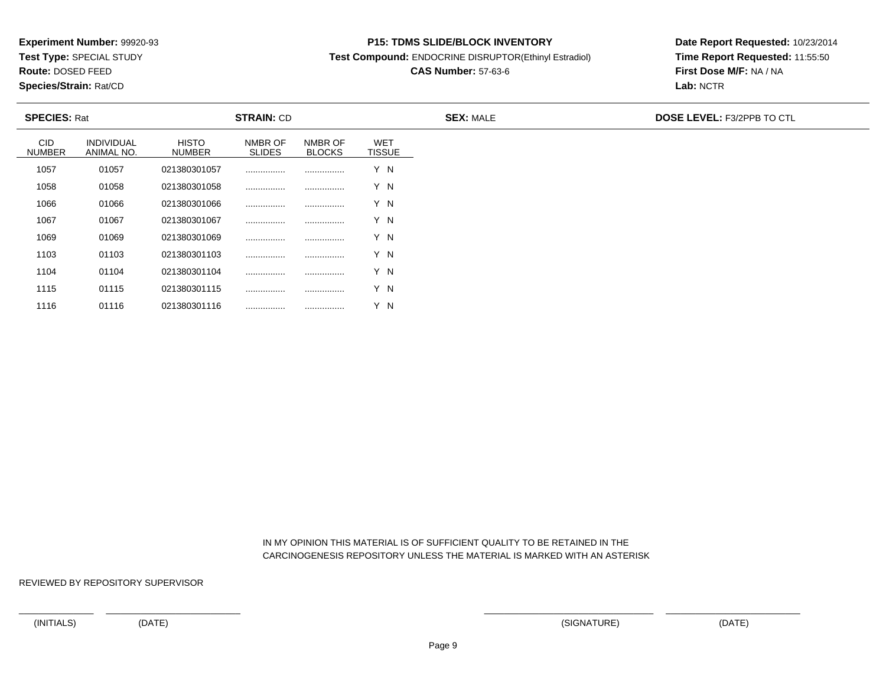**Experiment Number:** 99920-93
**Test Type:** SPECIAL STUDY
**Route:** DOSED FEED
**Species/Strain:** Rat/CD

**P15: TDMS SLIDE/BLOCK INVENTORY**
**Test Compound:** ENDOCRINE DISRUPTOR(Ethinyl Estradiol)
**CAS Number:** 57-63-6

**Date Report Requested:** 10/23/2014
**Time Report Requested:** 11:55:50
**First Dose M/F:** NA / NA
**Lab:** NCTR

**SPECIES:** Rat **STRAIN:** CD **SEX:** MALE **DOSE LEVEL:** F3/2PPB TO CTL

| CID NUMBER | INDIVIDUAL ANIMAL NO. | HISTO NUMBER | NMBR OF SLIDES | NMBR OF BLOCKS | WET TISSUE |
|---|---|---|---|---|---|
| 1057 | 01057 | 021380301057 | ................ | ................ | Y N |
| 1058 | 01058 | 021380301058 | ................ | ................ | Y N |
| 1066 | 01066 | 021380301066 | ................ | ................ | Y N |
| 1067 | 01067 | 021380301067 | ................ | ................ | Y N |
| 1069 | 01069 | 021380301069 | ................ | ................ | Y N |
| 1103 | 01103 | 021380301103 | ................ | ................ | Y N |
| 1104 | 01104 | 021380301104 | ................ | ................ | Y N |
| 1115 | 01115 | 021380301115 | ................ | ................ | Y N |
| 1116 | 01116 | 021380301116 | ................ | ................ | Y N |

IN MY OPINION THIS MATERIAL IS OF SUFFICIENT QUALITY TO BE RETAINED IN THE CARCINOGENESIS REPOSITORY UNLESS THE MATERIAL IS MARKED WITH AN ASTERISK

REVIEWED BY REPOSITORY SUPERVISOR

(INITIALS) (DATE) (SIGNATURE) (DATE)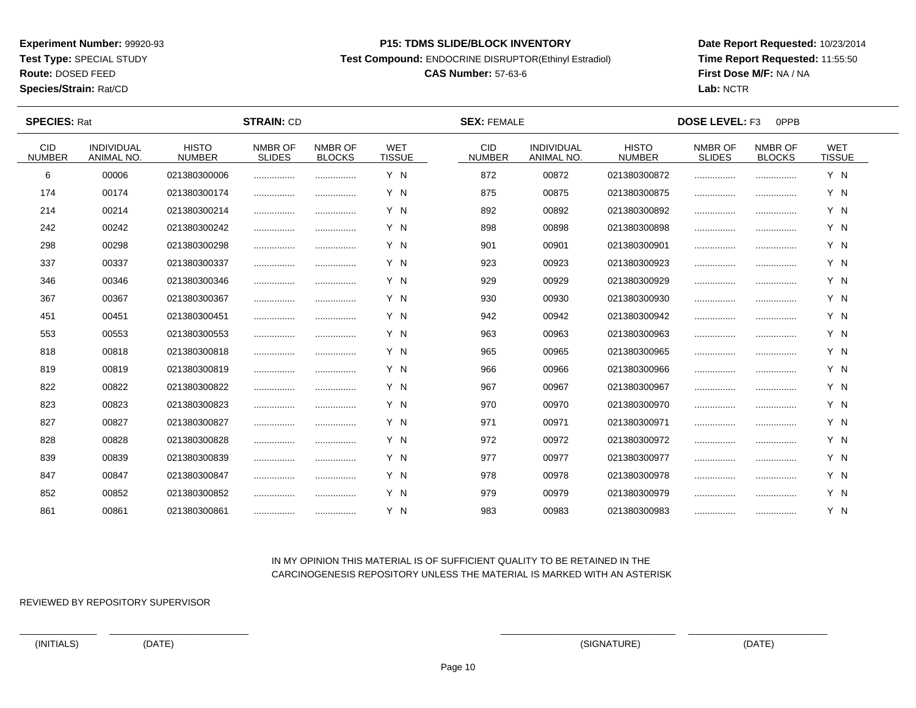**Experiment Number:** 99920-93
**Test Type:** SPECIAL STUDY
**Route:** DOSED FEED
**Species/Strain:** Rat/CD

**P15: TDMS SLIDE/BLOCK INVENTORY**
**Test Compound:** ENDOCRINE DISRUPTOR(Ethinyl Estradiol)
**CAS Number:** 57-63-6

**Date Report Requested:** 10/23/2014
**Time Report Requested:** 11:55:50
**First Dose M/F:** NA / NA
**Lab:** NCTR

**SPECIES:** Rat **STRAIN:** CD **SEX:** FEMALE **DOSE LEVEL:** F3 0PPB

| CID NUMBER | INDIVIDUAL ANIMAL NO. | HISTO NUMBER | NMBR OF SLIDES | NMBR OF BLOCKS | WET TISSUE | CID NUMBER | INDIVIDUAL ANIMAL NO. | HISTO NUMBER | NMBR OF SLIDES | NMBR OF BLOCKS | WET TISSUE |
|---|---|---|---|---|---|---|---|---|---|---|---|
| 6 | 00006 | 021380300006 | ................ | ................ | Y N | 872 | 00872 | 021380300872 | ................ | ................ | Y N |
| 174 | 00174 | 021380300174 | ................ | ................ | Y N | 875 | 00875 | 021380300875 | ................ | ................ | Y N |
| 214 | 00214 | 021380300214 | ................ | ................ | Y N | 892 | 00892 | 021380300892 | ................ | ................ | Y N |
| 242 | 00242 | 021380300242 | ................ | ................ | Y N | 898 | 00898 | 021380300898 | ................ | ................ | Y N |
| 298 | 00298 | 021380300298 | ................ | ................ | Y N | 901 | 00901 | 021380300901 | ................ | ................ | Y N |
| 337 | 00337 | 021380300337 | ................ | ................ | Y N | 923 | 00923 | 021380300923 | ................ | ................ | Y N |
| 346 | 00346 | 021380300346 | ................ | ................ | Y N | 929 | 00929 | 021380300929 | ................ | ................ | Y N |
| 367 | 00367 | 021380300367 | ................ | ................ | Y N | 930 | 00930 | 021380300930 | ................ | ................ | Y N |
| 451 | 00451 | 021380300451 | ................ | ................ | Y N | 942 | 00942 | 021380300942 | ................ | ................ | Y N |
| 553 | 00553 | 021380300553 | ................ | ................ | Y N | 963 | 00963 | 021380300963 | ................ | ................ | Y N |
| 818 | 00818 | 021380300818 | ................ | ................ | Y N | 965 | 00965 | 021380300965 | ................ | ................ | Y N |
| 819 | 00819 | 021380300819 | ................ | ................ | Y N | 966 | 00966 | 021380300966 | ................ | ................ | Y N |
| 822 | 00822 | 021380300822 | ................ | ................ | Y N | 967 | 00967 | 021380300967 | ................ | ................ | Y N |
| 823 | 00823 | 021380300823 | ................ | ................ | Y N | 970 | 00970 | 021380300970 | ................ | ................ | Y N |
| 827 | 00827 | 021380300827 | ................ | ................ | Y N | 971 | 00971 | 021380300971 | ................ | ................ | Y N |
| 828 | 00828 | 021380300828 | ................ | ................ | Y N | 972 | 00972 | 021380300972 | ................ | ................ | Y N |
| 839 | 00839 | 021380300839 | ................ | ................ | Y N | 977 | 00977 | 021380300977 | ................ | ................ | Y N |
| 847 | 00847 | 021380300847 | ................ | ................ | Y N | 978 | 00978 | 021380300978 | ................ | ................ | Y N |
| 852 | 00852 | 021380300852 | ................ | ................ | Y N | 979 | 00979 | 021380300979 | ................ | ................ | Y N |
| 861 | 00861 | 021380300861 | ................ | ................ | Y N | 983 | 00983 | 021380300983 | ................ | ................ | Y N |

IN MY OPINION THIS MATERIAL IS OF SUFFICIENT QUALITY TO BE RETAINED IN THE CARCINOGENESIS REPOSITORY UNLESS THE MATERIAL IS MARKED WITH AN ASTERISK

REVIEWED BY REPOSITORY SUPERVISOR

(INITIALS) (DATE) (SIGNATURE) (DATE)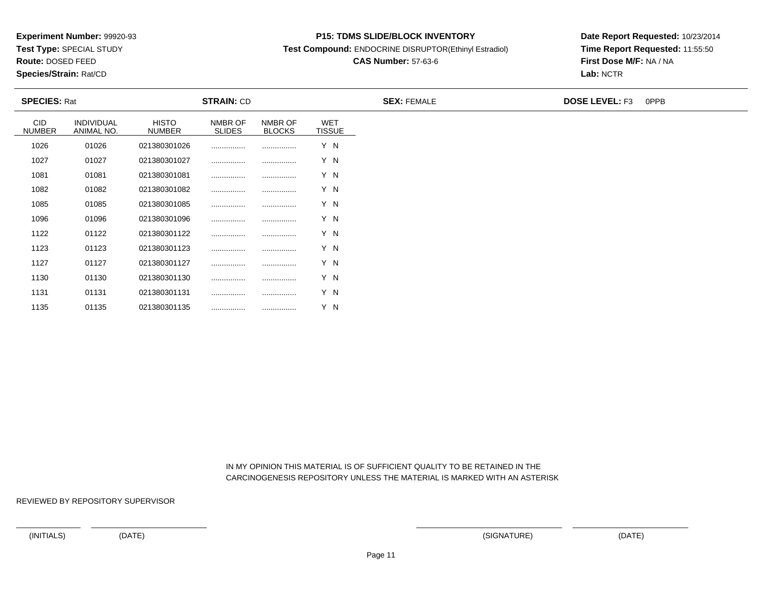**Experiment Number:** 99920-93
**Test Type:** SPECIAL STUDY
**Route:** DOSED FEED
**Species/Strain:** Rat/CD

**P15: TDMS SLIDE/BLOCK INVENTORY**
**Test Compound:** ENDOCRINE DISRUPTOR(Ethinyl Estradiol)
**CAS Number:** 57-63-6

**Date Report Requested:** 10/23/2014
**Time Report Requested:** 11:55:50
**First Dose M/F:** NA / NA
**Lab:** NCTR

**SPECIES:** Rat | **STRAIN:** CD | **SEX:** FEMALE | **DOSE LEVEL:** F3 0PPB

| CID NUMBER | INDIVIDUAL ANIMAL NO. | HISTO NUMBER | NMBR OF SLIDES | NMBR OF BLOCKS | WET TISSUE |
|---|---|---|---|---|---|
| 1026 | 01026 | 021380301026 | ................ | ................ | Y N |
| 1027 | 01027 | 021380301027 | ................ | ................ | Y N |
| 1081 | 01081 | 021380301081 | ................ | ................ | Y N |
| 1082 | 01082 | 021380301082 | ................ | ................ | Y N |
| 1085 | 01085 | 021380301085 | ................ | ................ | Y N |
| 1096 | 01096 | 021380301096 | ................ | ................ | Y N |
| 1122 | 01122 | 021380301122 | ................ | ................ | Y N |
| 1123 | 01123 | 021380301123 | ................ | ................ | Y N |
| 1127 | 01127 | 021380301127 | ................ | ................ | Y N |
| 1130 | 01130 | 021380301130 | ................ | ................ | Y N |
| 1131 | 01131 | 021380301131 | ................ | ................ | Y N |
| 1135 | 01135 | 021380301135 | ................ | ................ | Y N |

IN MY OPINION THIS MATERIAL IS OF SUFFICIENT QUALITY TO BE RETAINED IN THE CARCINOGENESIS REPOSITORY UNLESS THE MATERIAL IS MARKED WITH AN ASTERISK

REVIEWED BY REPOSITORY SUPERVISOR

(INITIALS) (DATE) (SIGNATURE) (DATE)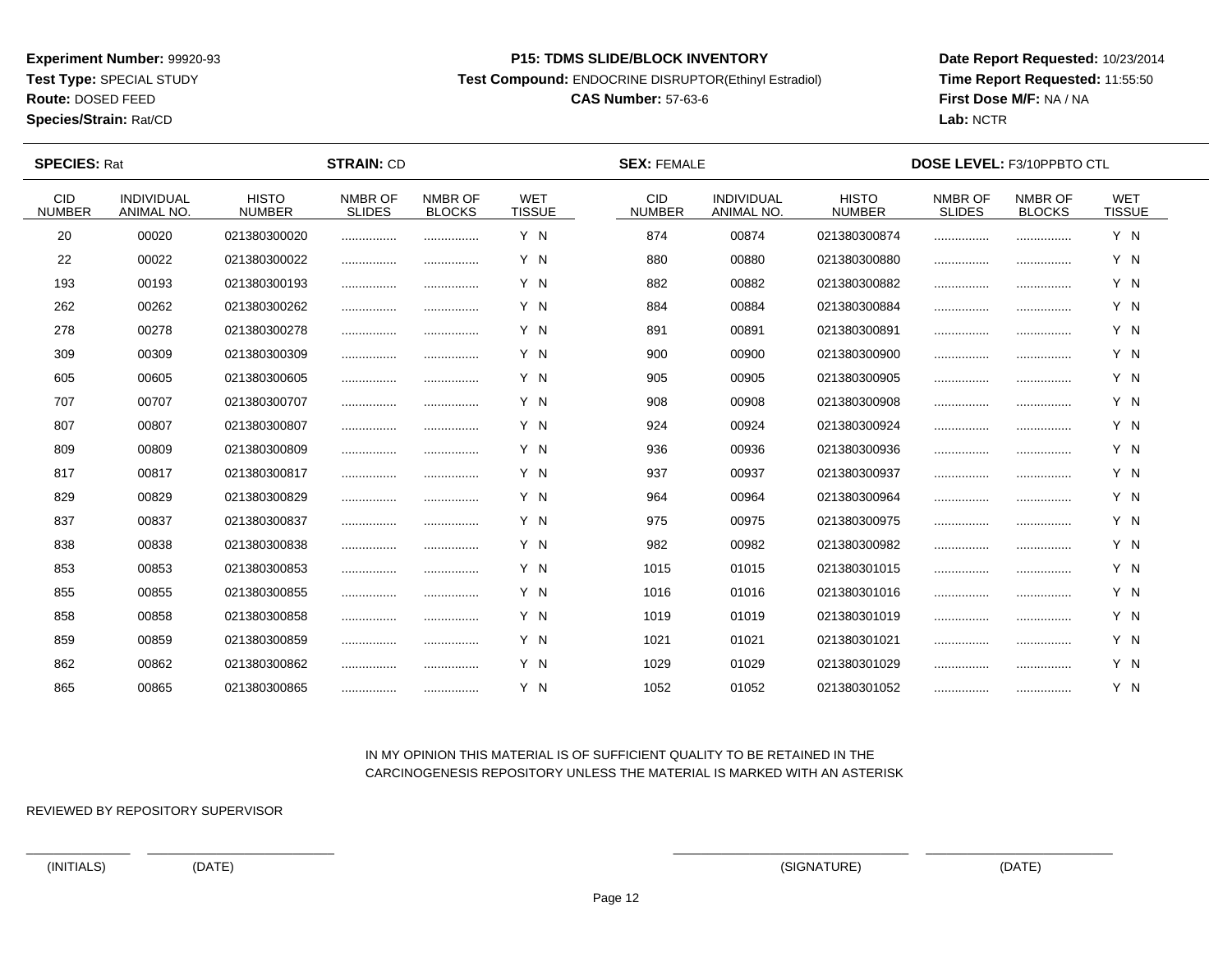**Experiment Number:** 99920-93
**Test Type:** SPECIAL STUDY
**Route:** DOSED FEED
**Species/Strain:** Rat/CD

**P15: TDMS SLIDE/BLOCK INVENTORY**
**Test Compound:** ENDOCRINE DISRUPTOR(Ethinyl Estradiol)
**CAS Number:** 57-63-6

**Date Report Requested:** 10/23/2014
**Time Report Requested:** 11:55:50
**First Dose M/F:** NA / NA
**Lab:** NCTR

**SPECIES:** Rat **STRAIN:** CD **SEX:** FEMALE **DOSE LEVEL:** F3/10PPBTO CTL

| CID NUMBER | INDIVIDUAL ANIMAL NO. | HISTO NUMBER | NMBR OF SLIDES | NMBR OF BLOCKS | WET TISSUE | CID NUMBER | INDIVIDUAL ANIMAL NO. | HISTO NUMBER | NMBR OF SLIDES | NMBR OF BLOCKS | WET TISSUE |
|---|---|---|---|---|---|---|---|---|---|---|---|
| 20 | 00020 | 021380300020 | ................ | ................ | Y N | 874 | 00874 | 021380300874 | ................ | ................ | Y N |
| 22 | 00022 | 021380300022 | ................ | ................ | Y N | 880 | 00880 | 021380300880 | ................ | ................ | Y N |
| 193 | 00193 | 021380300193 | ................ | ................ | Y N | 882 | 00882 | 021380300882 | ................ | ................ | Y N |
| 262 | 00262 | 021380300262 | ................ | ................ | Y N | 884 | 00884 | 021380300884 | ................ | ................ | Y N |
| 278 | 00278 | 021380300278 | ................ | ................ | Y N | 891 | 00891 | 021380300891 | ................ | ................ | Y N |
| 309 | 00309 | 021380300309 | ................ | ................ | Y N | 900 | 00900 | 021380300900 | ................ | ................ | Y N |
| 605 | 00605 | 021380300605 | ................ | ................ | Y N | 905 | 00905 | 021380300905 | ................ | ................ | Y N |
| 707 | 00707 | 021380300707 | ................ | ................ | Y N | 908 | 00908 | 021380300908 | ................ | ................ | Y N |
| 807 | 00807 | 021380300807 | ................ | ................ | Y N | 924 | 00924 | 021380300924 | ................ | ................ | Y N |
| 809 | 00809 | 021380300809 | ................ | ................ | Y N | 936 | 00936 | 021380300936 | ................ | ................ | Y N |
| 817 | 00817 | 021380300817 | ................ | ................ | Y N | 937 | 00937 | 021380300937 | ................ | ................ | Y N |
| 829 | 00829 | 021380300829 | ................ | ................ | Y N | 964 | 00964 | 021380300964 | ................ | ................ | Y N |
| 837 | 00837 | 021380300837 | ................ | ................ | Y N | 975 | 00975 | 021380300975 | ................ | ................ | Y N |
| 838 | 00838 | 021380300838 | ................ | ................ | Y N | 982 | 00982 | 021380300982 | ................ | ................ | Y N |
| 853 | 00853 | 021380300853 | ................ | ................ | Y N | 1015 | 01015 | 021380301015 | ................ | ................ | Y N |
| 855 | 00855 | 021380300855 | ................ | ................ | Y N | 1016 | 01016 | 021380301016 | ................ | ................ | Y N |
| 858 | 00858 | 021380300858 | ................ | ................ | Y N | 1019 | 01019 | 021380301019 | ................ | ................ | Y N |
| 859 | 00859 | 021380300859 | ................ | ................ | Y N | 1021 | 01021 | 021380301021 | ................ | ................ | Y N |
| 862 | 00862 | 021380300862 | ................ | ................ | Y N | 1029 | 01029 | 021380301029 | ................ | ................ | Y N |
| 865 | 00865 | 021380300865 | ................ | ................ | Y N | 1052 | 01052 | 021380301052 | ................ | ................ | Y N |

IN MY OPINION THIS MATERIAL IS OF SUFFICIENT QUALITY TO BE RETAINED IN THE CARCINOGENESIS REPOSITORY UNLESS THE MATERIAL IS MARKED WITH AN ASTERISK

REVIEWED BY REPOSITORY SUPERVISOR

(INITIALS) (DATE) (SIGNATURE) (DATE)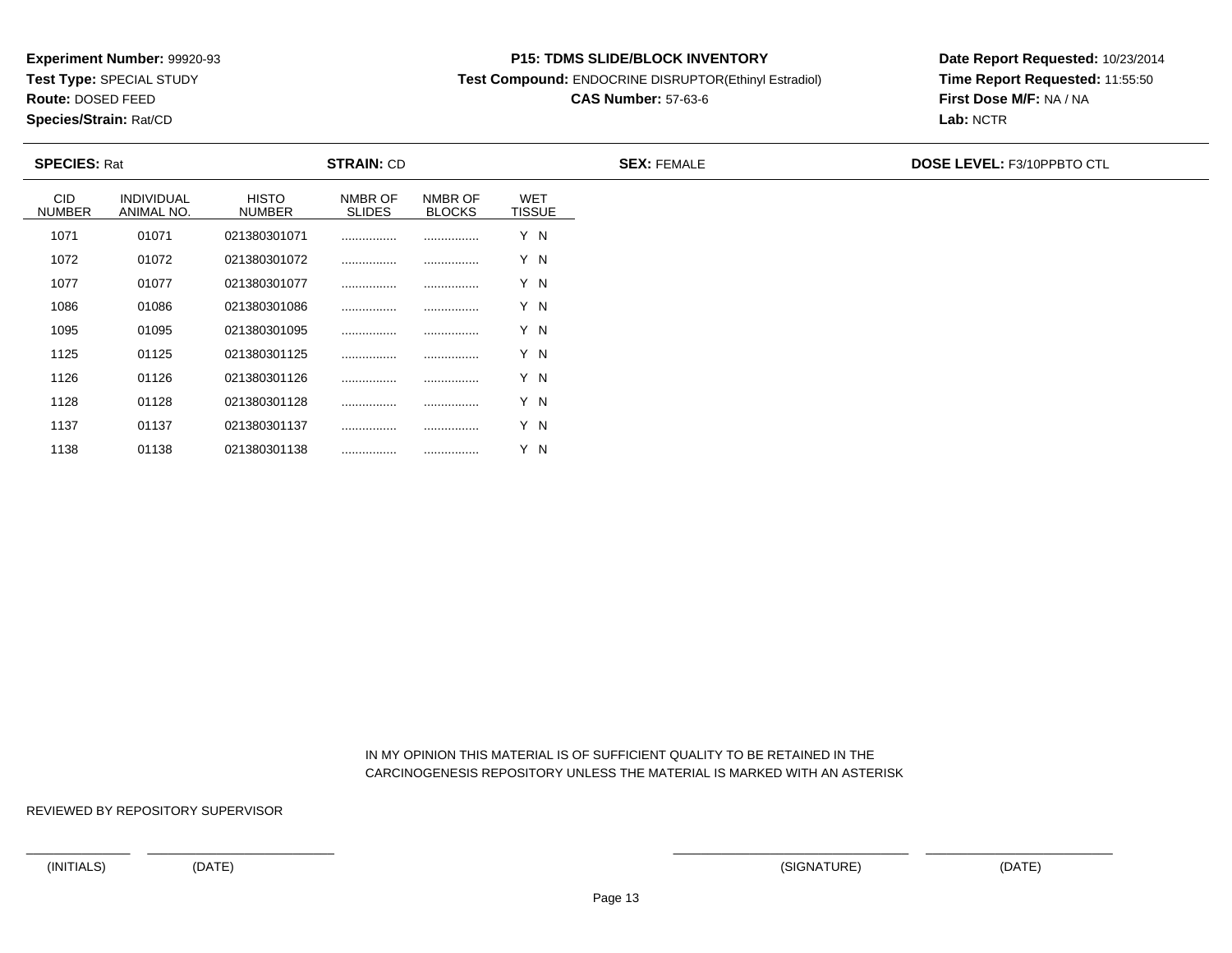**Experiment Number:** 99920-93
**Test Type:** SPECIAL STUDY
**Route:** DOSED FEED
**Species/Strain:** Rat/CD

**P15: TDMS SLIDE/BLOCK INVENTORY**
**Test Compound:** ENDOCRINE DISRUPTOR(Ethinyl Estradiol)
**CAS Number:** 57-63-6

**Date Report Requested:** 10/23/2014
**Time Report Requested:** 11:55:50
**First Dose M/F:** NA / NA
**Lab:** NCTR

**SPECIES:** Rat **STRAIN:** CD **SEX:** FEMALE **DOSE LEVEL:** F3/10PPBTO CTL

| CID NUMBER | INDIVIDUAL ANIMAL NO. | HISTO NUMBER | NMBR OF SLIDES | NMBR OF BLOCKS | WET TISSUE |
|---|---|---|---|---|---|
| 1071 | 01071 | 021380301071 | ................ | ................ | Y N |
| 1072 | 01072 | 021380301072 | ................ | ................ | Y N |
| 1077 | 01077 | 021380301077 | ................ | ................ | Y N |
| 1086 | 01086 | 021380301086 | ................ | ................ | Y N |
| 1095 | 01095 | 021380301095 | ................ | ................ | Y N |
| 1125 | 01125 | 021380301125 | ................ | ................ | Y N |
| 1126 | 01126 | 021380301126 | ................ | ................ | Y N |
| 1128 | 01128 | 021380301128 | ................ | ................ | Y N |
| 1137 | 01137 | 021380301137 | ................ | ................ | Y N |
| 1138 | 01138 | 021380301138 | ................ | ................ | Y N |

IN MY OPINION THIS MATERIAL IS OF SUFFICIENT QUALITY TO BE RETAINED IN THE CARCINOGENESIS REPOSITORY UNLESS THE MATERIAL IS MARKED WITH AN ASTERISK

REVIEWED BY REPOSITORY SUPERVISOR

(INITIALS) (DATE) (SIGNATURE) (DATE)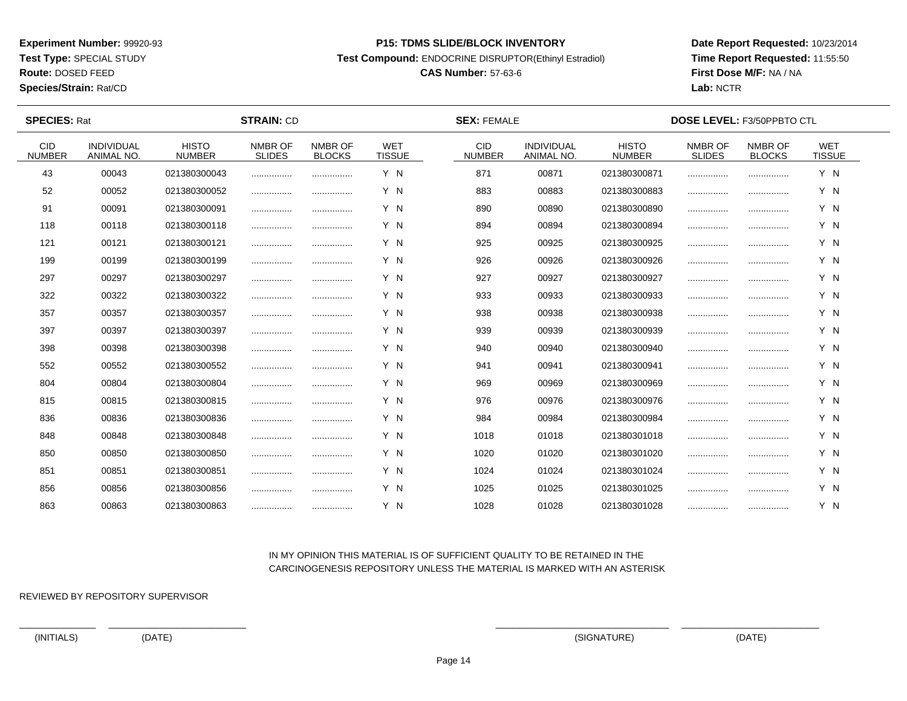**Experiment Number:** 99920-93
**Test Type:** SPECIAL STUDY
**Route:** DOSED FEED
**Species/Strain:** Rat/CD

**P15: TDMS SLIDE/BLOCK INVENTORY**
**Test Compound:** ENDOCRINE DISRUPTOR(Ethinyl Estradiol)
**CAS Number:** 57-63-6

**Date Report Requested:** 10/23/2014
**Time Report Requested:** 11:55:50
**First Dose M/F:** NA / NA
**Lab:** NCTR

**SPECIES:** Rat **STRAIN:** CD **SEX:** FEMALE **DOSE LEVEL:** F3/50PPBTO CTL

| CID NUMBER | INDIVIDUAL ANIMAL NO. | HISTO NUMBER | NMBR OF SLIDES | NMBR OF BLOCKS | WET TISSUE | CID NUMBER | INDIVIDUAL ANIMAL NO. | HISTO NUMBER | NMBR OF SLIDES | NMBR OF BLOCKS | WET TISSUE |
|---|---|---|---|---|---|---|---|---|---|---|---|
| 43 | 00043 | 021380300043 | ................ | ................ | Y N | 871 | 00871 | 021380300871 | ................ | ................ | Y N |
| 52 | 00052 | 021380300052 | ................ | ................ | Y N | 883 | 00883 | 021380300883 | ................ | ................ | Y N |
| 91 | 00091 | 021380300091 | ................ | ................ | Y N | 890 | 00890 | 021380300890 | ................ | ................ | Y N |
| 118 | 00118 | 021380300118 | ................ | ................ | Y N | 894 | 00894 | 021380300894 | ................ | ................ | Y N |
| 121 | 00121 | 021380300121 | ................ | ................ | Y N | 925 | 00925 | 021380300925 | ................ | ................ | Y N |
| 199 | 00199 | 021380300199 | ................ | ................ | Y N | 926 | 00926 | 021380300926 | ................ | ................ | Y N |
| 297 | 00297 | 021380300297 | ................ | ................ | Y N | 927 | 00927 | 021380300927 | ................ | ................ | Y N |
| 322 | 00322 | 021380300322 | ................ | ................ | Y N | 933 | 00933 | 021380300933 | ................ | ................ | Y N |
| 357 | 00357 | 021380300357 | ................ | ................ | Y N | 938 | 00938 | 021380300938 | ................ | ................ | Y N |
| 397 | 00397 | 021380300397 | ................ | ................ | Y N | 939 | 00939 | 021380300939 | ................ | ................ | Y N |
| 398 | 00398 | 021380300398 | ................ | ................ | Y N | 940 | 00940 | 021380300940 | ................ | ................ | Y N |
| 552 | 00552 | 021380300552 | ................ | ................ | Y N | 941 | 00941 | 021380300941 | ................ | ................ | Y N |
| 804 | 00804 | 021380300804 | ................ | ................ | Y N | 969 | 00969 | 021380300969 | ................ | ................ | Y N |
| 815 | 00815 | 021380300815 | ................ | ................ | Y N | 976 | 00976 | 021380300976 | ................ | ................ | Y N |
| 836 | 00836 | 021380300836 | ................ | ................ | Y N | 984 | 00984 | 021380300984 | ................ | ................ | Y N |
| 848 | 00848 | 021380300848 | ................ | ................ | Y N | 1018 | 01018 | 021380301018 | ................ | ................ | Y N |
| 850 | 00850 | 021380300850 | ................ | ................ | Y N | 1020 | 01020 | 021380301020 | ................ | ................ | Y N |
| 851 | 00851 | 021380300851 | ................ | ................ | Y N | 1024 | 01024 | 021380301024 | ................ | ................ | Y N |
| 856 | 00856 | 021380300856 | ................ | ................ | Y N | 1025 | 01025 | 021380301025 | ................ | ................ | Y N |
| 863 | 00863 | 021380300863 | ................ | ................ | Y N | 1028 | 01028 | 021380301028 | ................ | ................ | Y N |

IN MY OPINION THIS MATERIAL IS OF SUFFICIENT QUALITY TO BE RETAINED IN THE CARCINOGENESIS REPOSITORY UNLESS THE MATERIAL IS MARKED WITH AN ASTERISK

REVIEWED BY REPOSITORY SUPERVISOR

(INITIALS) (DATE) (SIGNATURE) (DATE)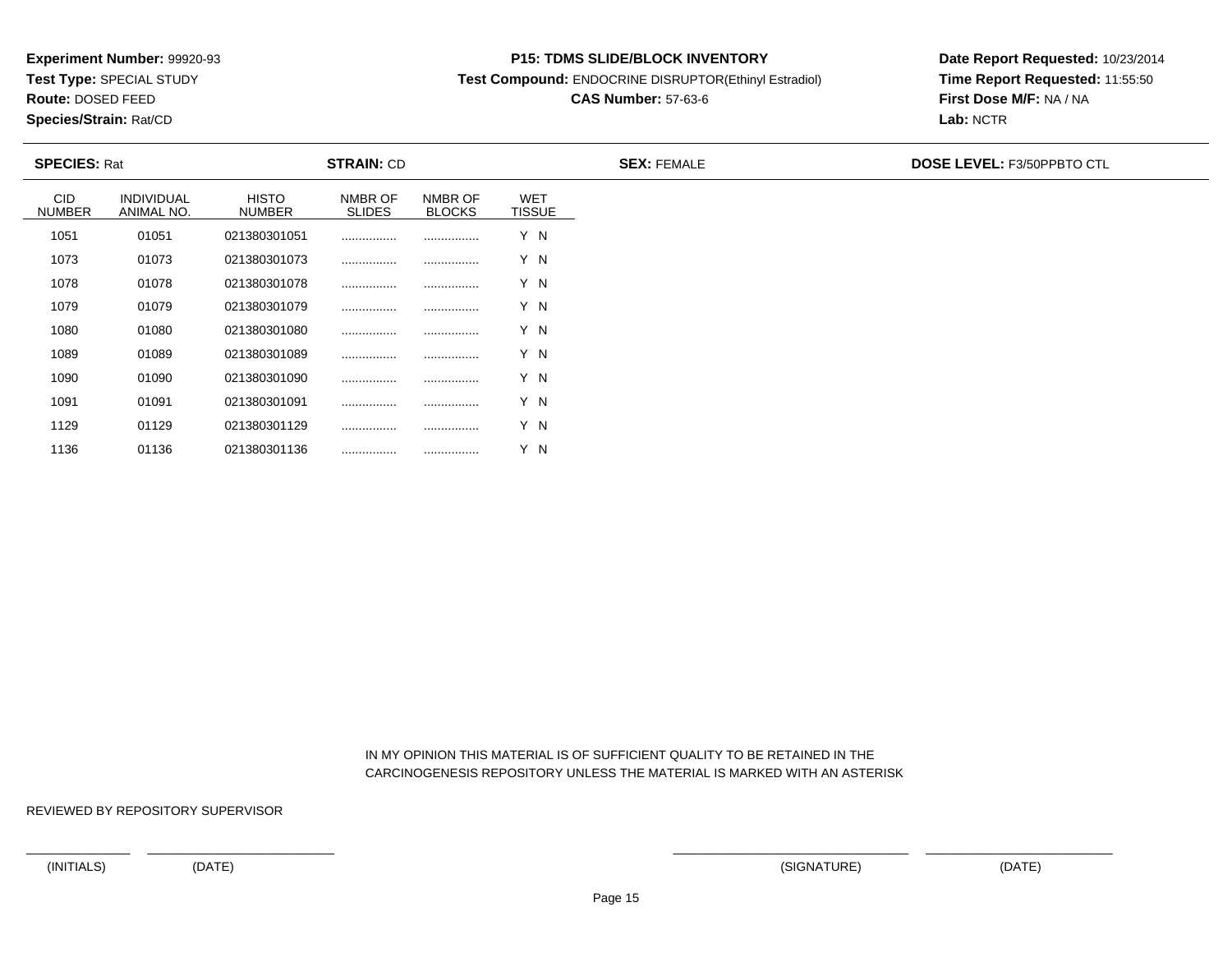**Experiment Number:** 99920-93
**Test Type:** SPECIAL STUDY
**Route:** DOSED FEED
**Species/Strain:** Rat/CD

**P15: TDMS SLIDE/BLOCK INVENTORY**
**Test Compound:** ENDOCRINE DISRUPTOR(Ethinyl Estradiol)
**CAS Number:** 57-63-6

**Date Report Requested:** 10/23/2014
**Time Report Requested:** 11:55:50
**First Dose M/F:** NA / NA
**Lab:** NCTR

**SPECIES:** Rat **STRAIN:** CD **SEX:** FEMALE **DOSE LEVEL:** F3/50PPBTO CTL

| CID NUMBER | INDIVIDUAL ANIMAL NO. | HISTO NUMBER | NMBR OF SLIDES | NMBR OF BLOCKS | WET TISSUE |
|---|---|---|---|---|---|
| 1051 | 01051 | 021380301051 | ................ | ................ | Y N |
| 1073 | 01073 | 021380301073 | ................ | ................ | Y N |
| 1078 | 01078 | 021380301078 | ................ | ................ | Y N |
| 1079 | 01079 | 021380301079 | ................ | ................ | Y N |
| 1080 | 01080 | 021380301080 | ................ | ................ | Y N |
| 1089 | 01089 | 021380301089 | ................ | ................ | Y N |
| 1090 | 01090 | 021380301090 | ................ | ................ | Y N |
| 1091 | 01091 | 021380301091 | ................ | ................ | Y N |
| 1129 | 01129 | 021380301129 | ................ | ................ | Y N |
| 1136 | 01136 | 021380301136 | ................ | ................ | Y N |

IN MY OPINION THIS MATERIAL IS OF SUFFICIENT QUALITY TO BE RETAINED IN THE CARCINOGENESIS REPOSITORY UNLESS THE MATERIAL IS MARKED WITH AN ASTERISK

REVIEWED BY REPOSITORY SUPERVISOR

(INITIALS) (DATE) (SIGNATURE) (DATE)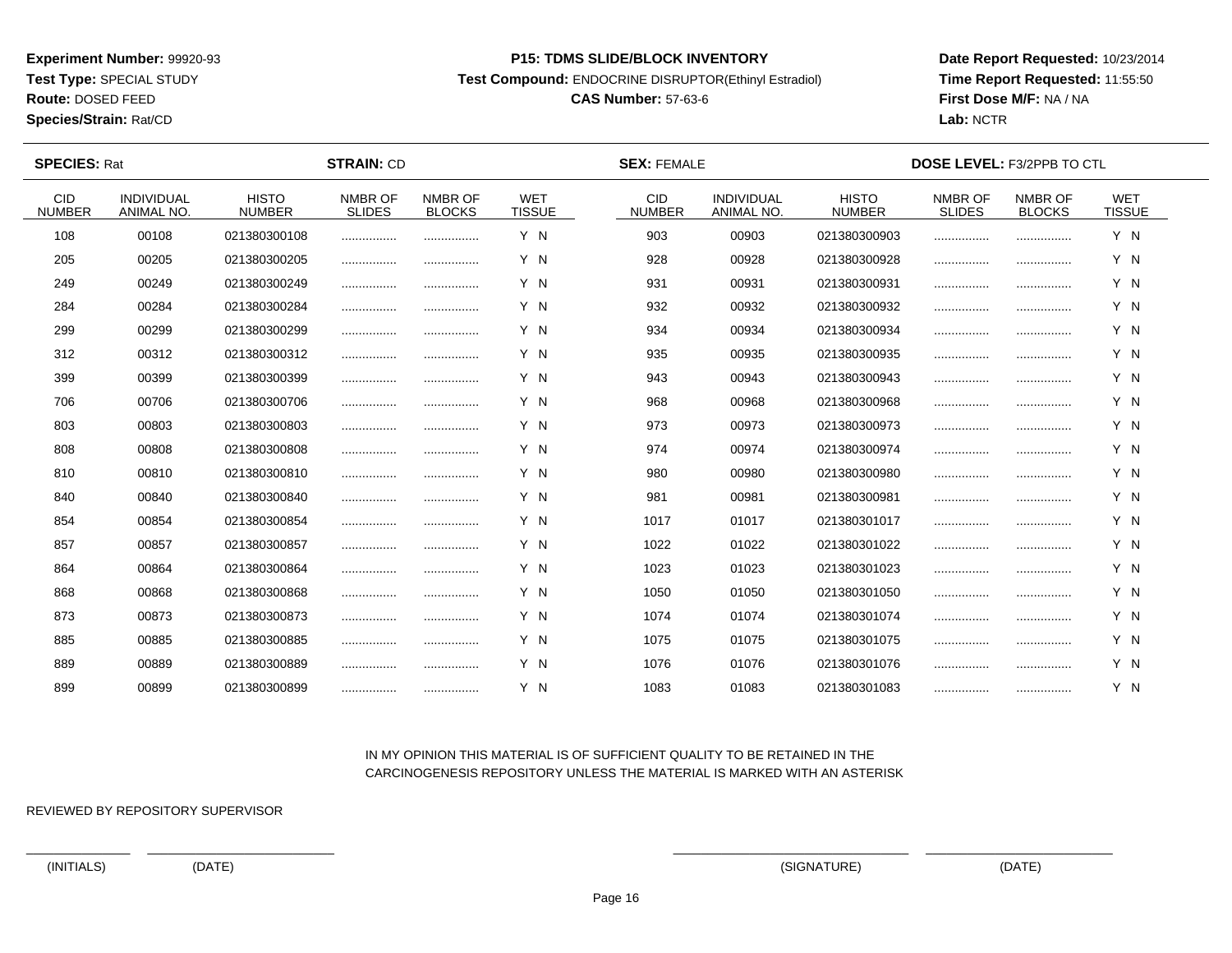**Experiment Number:** 99920-93
**Test Type:** SPECIAL STUDY
**Route:** DOSED FEED
**Species/Strain:** Rat/CD

**P15: TDMS SLIDE/BLOCK INVENTORY**
**Test Compound:** ENDOCRINE DISRUPTOR(Ethinyl Estradiol)
**CAS Number:** 57-63-6

**Date Report Requested:** 10/23/2014
**Time Report Requested:** 11:55:50
**First Dose M/F:** NA / NA
**Lab:** NCTR

**SPECIES:** Rat **STRAIN:** CD **SEX:** FEMALE **DOSE LEVEL:** F3/2PPB TO CTL

| CID NUMBER | INDIVIDUAL ANIMAL NO. | HISTO NUMBER | NMBR OF SLIDES | NMBR OF BLOCKS | WET TISSUE | CID NUMBER | INDIVIDUAL ANIMAL NO. | HISTO NUMBER | NMBR OF SLIDES | NMBR OF BLOCKS | WET TISSUE |
|---|---|---|---|---|---|---|---|---|---|---|---|
| 108 | 00108 | 021380300108 | ................ | ................ | Y N | 903 | 00903 | 021380300903 | ................ | ................ | Y N |
| 205 | 00205 | 021380300205 | ................ | ................ | Y N | 928 | 00928 | 021380300928 | ................ | ................ | Y N |
| 249 | 00249 | 021380300249 | ................ | ................ | Y N | 931 | 00931 | 021380300931 | ................ | ................ | Y N |
| 284 | 00284 | 021380300284 | ................ | ................ | Y N | 932 | 00932 | 021380300932 | ................ | ................ | Y N |
| 299 | 00299 | 021380300299 | ................ | ................ | Y N | 934 | 00934 | 021380300934 | ................ | ................ | Y N |
| 312 | 00312 | 021380300312 | ................ | ................ | Y N | 935 | 00935 | 021380300935 | ................ | ................ | Y N |
| 399 | 00399 | 021380300399 | ................ | ................ | Y N | 943 | 00943 | 021380300943 | ................ | ................ | Y N |
| 706 | 00706 | 021380300706 | ................ | ................ | Y N | 968 | 00968 | 021380300968 | ................ | ................ | Y N |
| 803 | 00803 | 021380300803 | ................ | ................ | Y N | 973 | 00973 | 021380300973 | ................ | ................ | Y N |
| 808 | 00808 | 021380300808 | ................ | ................ | Y N | 974 | 00974 | 021380300974 | ................ | ................ | Y N |
| 810 | 00810 | 021380300810 | ................ | ................ | Y N | 980 | 00980 | 021380300980 | ................ | ................ | Y N |
| 840 | 00840 | 021380300840 | ................ | ................ | Y N | 981 | 00981 | 021380300981 | ................ | ................ | Y N |
| 854 | 00854 | 021380300854 | ................ | ................ | Y N | 1017 | 01017 | 021380301017 | ................ | ................ | Y N |
| 857 | 00857 | 021380300857 | ................ | ................ | Y N | 1022 | 01022 | 021380301022 | ................ | ................ | Y N |
| 864 | 00864 | 021380300864 | ................ | ................ | Y N | 1023 | 01023 | 021380301023 | ................ | ................ | Y N |
| 868 | 00868 | 021380300868 | ................ | ................ | Y N | 1050 | 01050 | 021380301050 | ................ | ................ | Y N |
| 873 | 00873 | 021380300873 | ................ | ................ | Y N | 1074 | 01074 | 021380301074 | ................ | ................ | Y N |
| 885 | 00885 | 021380300885 | ................ | ................ | Y N | 1075 | 01075 | 021380301075 | ................ | ................ | Y N |
| 889 | 00889 | 021380300889 | ................ | ................ | Y N | 1076 | 01076 | 021380301076 | ................ | ................ | Y N |
| 899 | 00899 | 021380300899 | ................ | ................ | Y N | 1083 | 01083 | 021380301083 | ................ | ................ | Y N |

IN MY OPINION THIS MATERIAL IS OF SUFFICIENT QUALITY TO BE RETAINED IN THE CARCINOGENESIS REPOSITORY UNLESS THE MATERIAL IS MARKED WITH AN ASTERISK

REVIEWED BY REPOSITORY SUPERVISOR

(INITIALS) (DATE) (SIGNATURE) (DATE)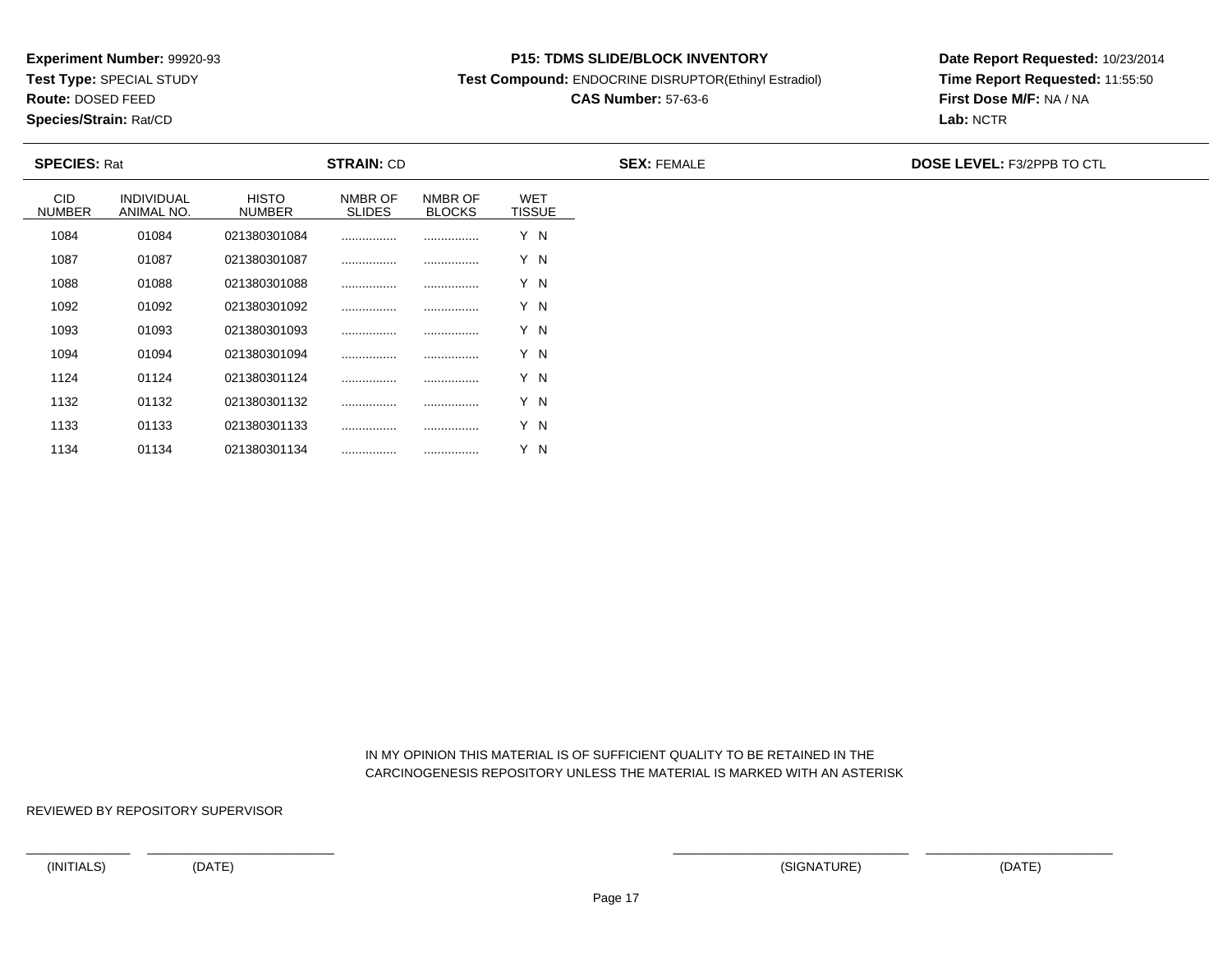**Experiment Number:** 99920-93
**Test Type:** SPECIAL STUDY
**Route:** DOSED FEED
**Species/Strain:** Rat/CD

**P15: TDMS SLIDE/BLOCK INVENTORY**
**Test Compound:** ENDOCRINE DISRUPTOR(Ethinyl Estradiol)
**CAS Number:** 57-63-6

**Date Report Requested:** 10/23/2014
**Time Report Requested:** 11:55:50
**First Dose M/F:** NA / NA
**Lab:** NCTR

**SPECIES:** Rat **STRAIN:** CD **SEX:** FEMALE **DOSE LEVEL:** F3/2PPB TO CTL

| CID NUMBER | INDIVIDUAL ANIMAL NO. | HISTO NUMBER | NMBR OF SLIDES | NMBR OF BLOCKS | WET TISSUE |
|---|---|---|---|---|---|
| 1084 | 01084 | 021380301084 | ................ | ................ | Y N |
| 1087 | 01087 | 021380301087 | ................ | ................ | Y N |
| 1088 | 01088 | 021380301088 | ................ | ................ | Y N |
| 1092 | 01092 | 021380301092 | ................ | ................ | Y N |
| 1093 | 01093 | 021380301093 | ................ | ................ | Y N |
| 1094 | 01094 | 021380301094 | ................ | ................ | Y N |
| 1124 | 01124 | 021380301124 | ................ | ................ | Y N |
| 1132 | 01132 | 021380301132 | ................ | ................ | Y N |
| 1133 | 01133 | 021380301133 | ................ | ................ | Y N |
| 1134 | 01134 | 021380301134 | ................ | ................ | Y N |

IN MY OPINION THIS MATERIAL IS OF SUFFICIENT QUALITY TO BE RETAINED IN THE CARCINOGENESIS REPOSITORY UNLESS THE MATERIAL IS MARKED WITH AN ASTERISK

REVIEWED BY REPOSITORY SUPERVISOR

(INITIALS) (DATE) (SIGNATURE) (DATE)